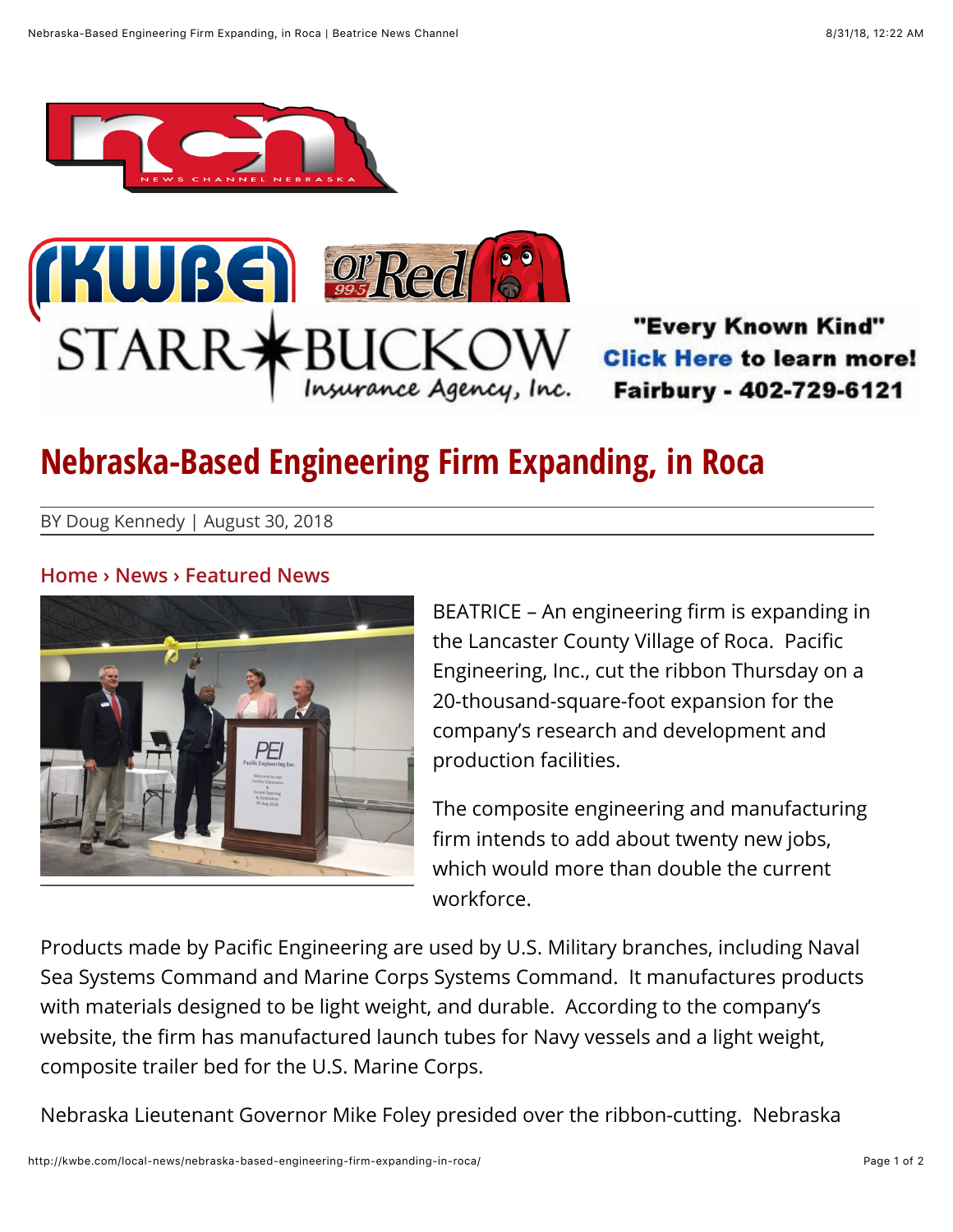# Nebraska-Based Engineering Firm Expanding, in Roca

BY Doug Kennedy | August 30, 2018

Home › News › Featured News

BEATRICE – An engineering firm is expanding in the Lancaster County Village of Roca. Pacific Engineering, Inc., cut the ribbon Thursday on a 20-thousand-square-foot expansion for the company's research and development and production facilities.

The composite engineering and manufacturing firm intends to add about twenty new jobs, which would more than double the current workforce.

Products made by Pacific Engineering are used by U.S. Military branches, including Naval Sea Systems Command and Marine Corps Systems Command. It manufactures products with materials designed to be light weight, and durable. According to the company's website, the firm has manufactured launch tubes for Navy vessels and a light weight, composite trailer bed for the U.S. Marine Corps.

Nebraska Lieutenant Governor Mike Foley presided over the ribbon-cutting. Nebraska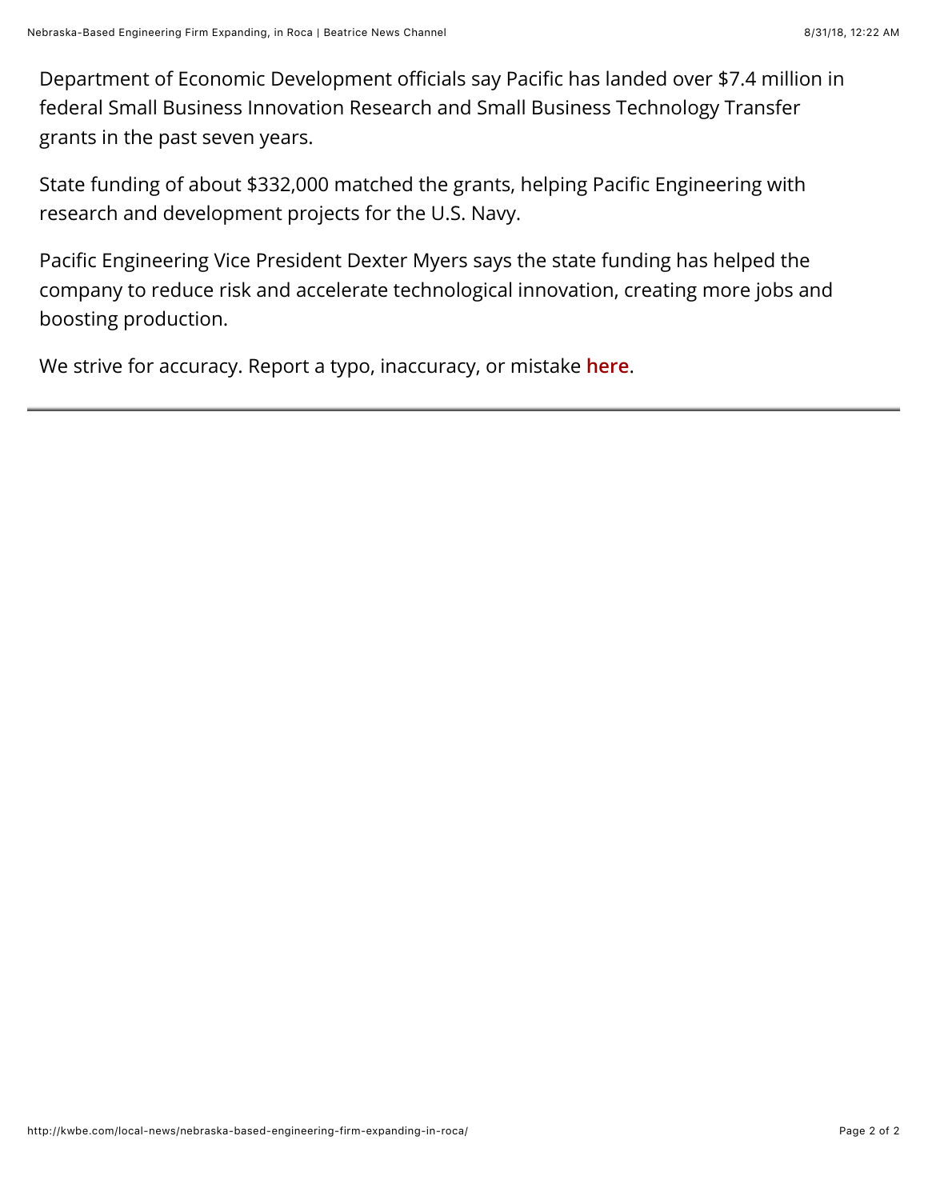Department of Economic Development officials say Pacific has landed over $7.4 million in federal Small Business Innovation Research and Small Business Technology Transfer grants in the past seven years.

State funding of about $332,000 matched the grants, helping Pacific Engineering with research and development projects for the U.S. Navy.

Pacific Engineering Vice President Dexter Myers says the state funding has helped the company to reduce risk and accelerate technological innovation, creating more jobs and boosting production.

We strive for accuracy. Report a typo, inaccuracy, or mistake **here**.